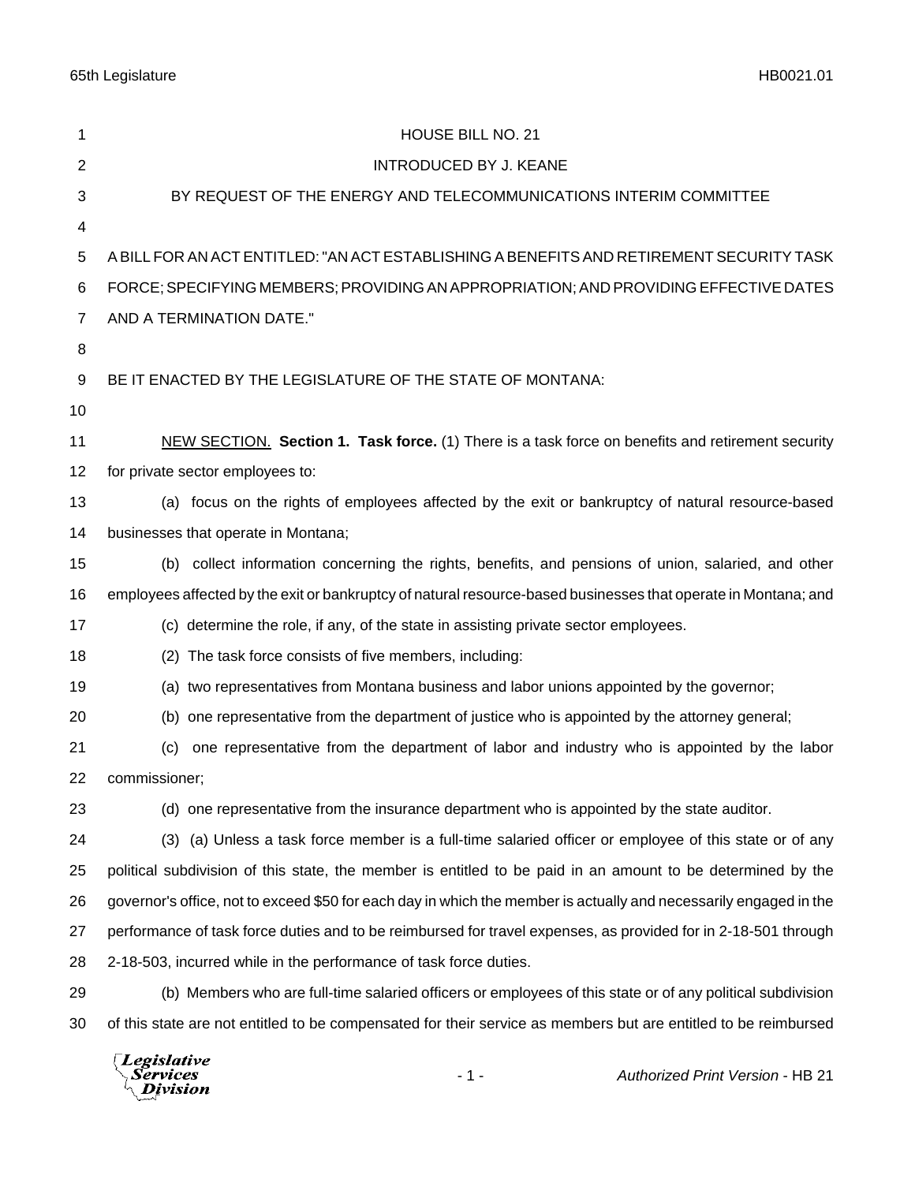# HOUSE BILL NO. 21

INTRODUCED BY J. KEANE

BY REQUEST OF THE ENERGY AND TELECOMMUNICATIONS INTERIM COMMITTEE

A BILL FOR AN ACT ENTITLED: "AN ACT ESTABLISHING A BENEFITS AND RETIREMENT SECURITY TASK FORCE; SPECIFYING MEMBERS; PROVIDING AN APPROPRIATION; AND PROVIDING EFFECTIVE DATES AND A TERMINATION DATE."

BE IT ENACTED BY THE LEGISLATURE OF THE STATE OF MONTANA:

NEW SECTION. **Section 1. Task force.** (1) There is a task force on benefits and retirement security for private sector employees to:

(a) focus on the rights of employees affected by the exit or bankruptcy of natural resource-based businesses that operate in Montana;

(b) collect information concerning the rights, benefits, and pensions of union, salaried, and other employees affected by the exit or bankruptcy of natural resource-based businesses that operate in Montana; and

(c) determine the role, if any, of the state in assisting private sector employees.

(2) The task force consists of five members, including:

(a) two representatives from Montana business and labor unions appointed by the governor;

(b) one representative from the department of justice who is appointed by the attorney general;

(c) one representative from the department of labor and industry who is appointed by the labor commissioner;

(d) one representative from the insurance department who is appointed by the state auditor.

(3) (a) Unless a task force member is a full-time salaried officer or employee of this state or of any political subdivision of this state, the member is entitled to be paid in an amount to be determined by the governor's office, not to exceed $50 for each day in which the member is actually and necessarily engaged in the performance of task force duties and to be reimbursed for travel expenses, as provided for in 2-18-501 through 2-18-503, incurred while in the performance of task force duties.

(b) Members who are full-time salaried officers or employees of this state or of any political subdivision of this state are not entitled to be compensated for their service as members but are entitled to be reimbursed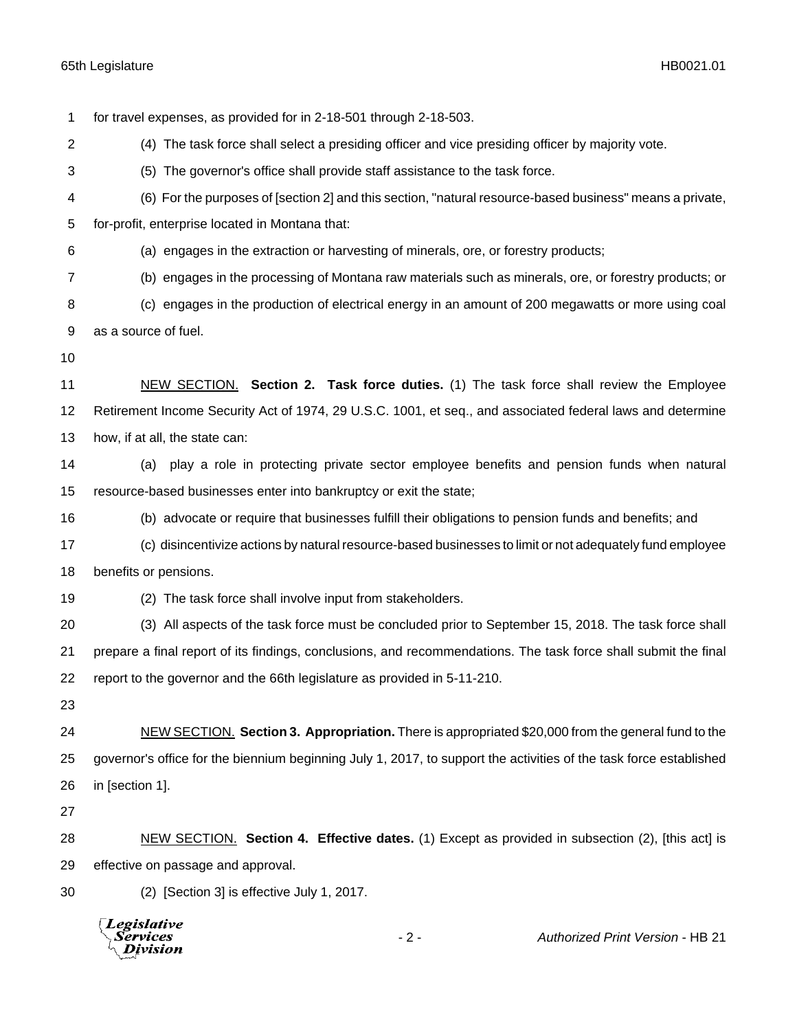for travel expenses, as provided for in 2-18-501 through 2-18-503.

(4) The task force shall select a presiding officer and vice presiding officer by majority vote.

(5) The governor's office shall provide staff assistance to the task force.

(6) For the purposes of [section 2] and this section, "natural resource-based business" means a private, for-profit, enterprise located in Montana that:

(a) engages in the extraction or harvesting of minerals, ore, or forestry products;

(b) engages in the processing of Montana raw materials such as minerals, ore, or forestry products; or

(c) engages in the production of electrical energy in an amount of 200 megawatts or more using coal as a source of fuel.

NEW SECTION. **Section 2. Task force duties.** (1) The task force shall review the Employee Retirement Income Security Act of 1974, 29 U.S.C. 1001, et seq., and associated federal laws and determine how, if at all, the state can:

(a) play a role in protecting private sector employee benefits and pension funds when natural resource-based businesses enter into bankruptcy or exit the state;

(b) advocate or require that businesses fulfill their obligations to pension funds and benefits; and

(c) disincentivize actions by natural resource-based businesses to limit or not adequately fund employee benefits or pensions.

(2) The task force shall involve input from stakeholders.

(3) All aspects of the task force must be concluded prior to September 15, 2018. The task force shall prepare a final report of its findings, conclusions, and recommendations. The task force shall submit the final report to the governor and the 66th legislature as provided in 5-11-210.

NEW SECTION. **Section 3. Appropriation.** There is appropriated $20,000 from the general fund to the governor's office for the biennium beginning July 1, 2017, to support the activities of the task force established in [section 1].

NEW SECTION. **Section 4. Effective dates.** (1) Except as provided in subsection (2), [this act] is effective on passage and approval.

(2) [Section 3] is effective July 1, 2017.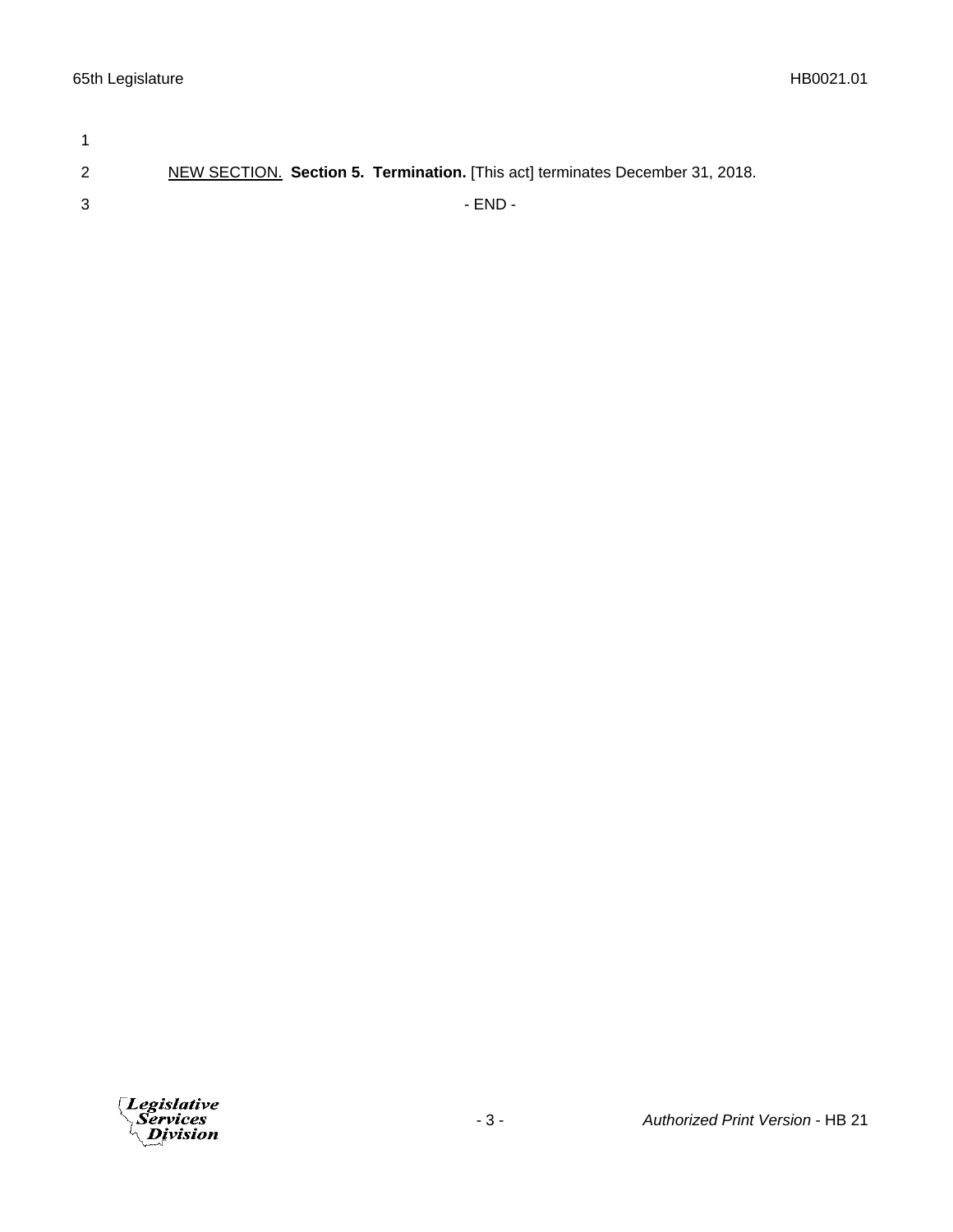NEW SECTION. **Section 5. Termination.** [This act] terminates December 31, 2018.

- END -